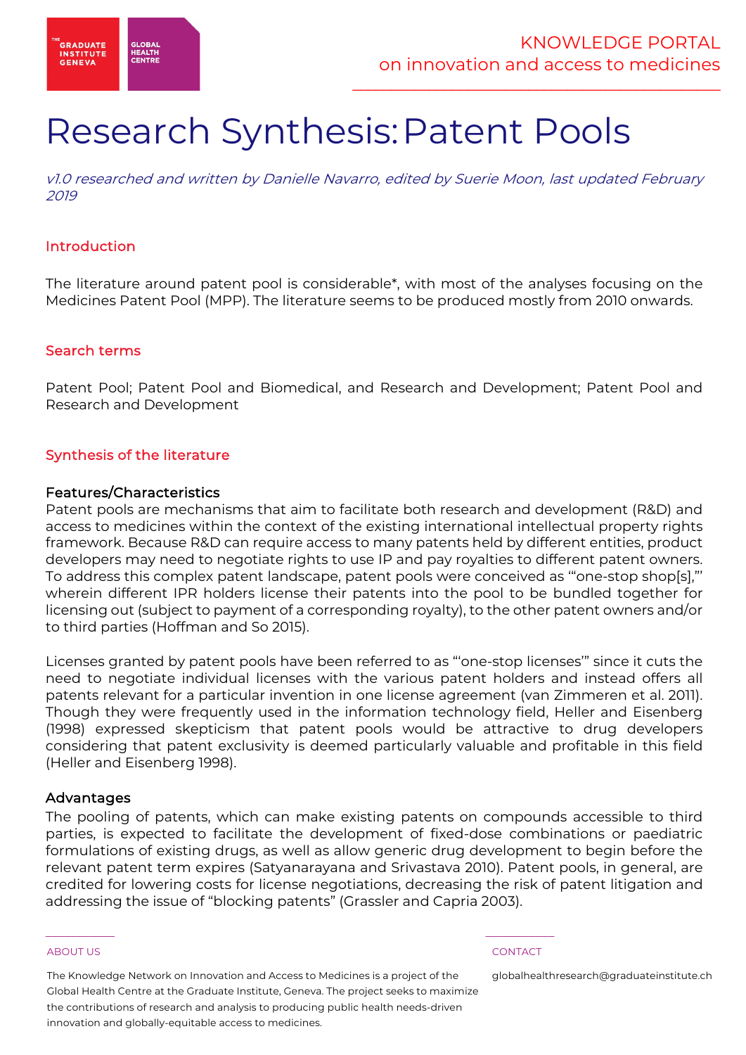# Research Synthesis: Patent Pools

*v1.0 researched and written by Danielle Navarro, edited by Suerie Moon, last updated February 2019*

## Introduction

The literature around patent pool is considerable*, with most of the analyses focusing on the Medicines Patent Pool (MPP). The literature seems to be produced mostly from 2010 onwards.

## Search terms

Patent Pool; Patent Pool and Biomedical, and Research and Development; Patent Pool and Research and Development

## Synthesis of the literature

### Features/Characteristics

Patent pools are mechanisms that aim to facilitate both research and development (R&D) and access to medicines within the context of the existing international intellectual property rights framework. Because R&D can require access to many patents held by different entities, product developers may need to negotiate rights to use IP and pay royalties to different patent owners. To address this complex patent landscape, patent pools were conceived as "'one-stop shop[s],'" wherein different IPR holders license their patents into the pool to be bundled together for licensing out (subject to payment of a corresponding royalty), to the other patent owners and/or to third parties (Hoffman and So 2015).

Licenses granted by patent pools have been referred to as "'one-stop licenses'" since it cuts the need to negotiate individual licenses with the various patent holders and instead offers all patents relevant for a particular invention in one license agreement (van Zimmeren et al. 2011). Though they were frequently used in the information technology field, Heller and Eisenberg (1998) expressed skepticism that patent pools would be attractive to drug developers considering that patent exclusivity is deemed particularly valuable and profitable in this field (Heller and Eisenberg 1998).

### Advantages

The pooling of patents, which can make existing patents on compounds accessible to third parties, is expected to facilitate the development of fixed-dose combinations or paediatric formulations of existing drugs, as well as allow generic drug development to begin before the relevant patent term expires (Satyanarayana and Srivastava 2010). Patent pools, in general, are credited for lowering costs for license negotiations, decreasing the risk of patent litigation and addressing the issue of "blocking patents" (Grassler and Capria 2003).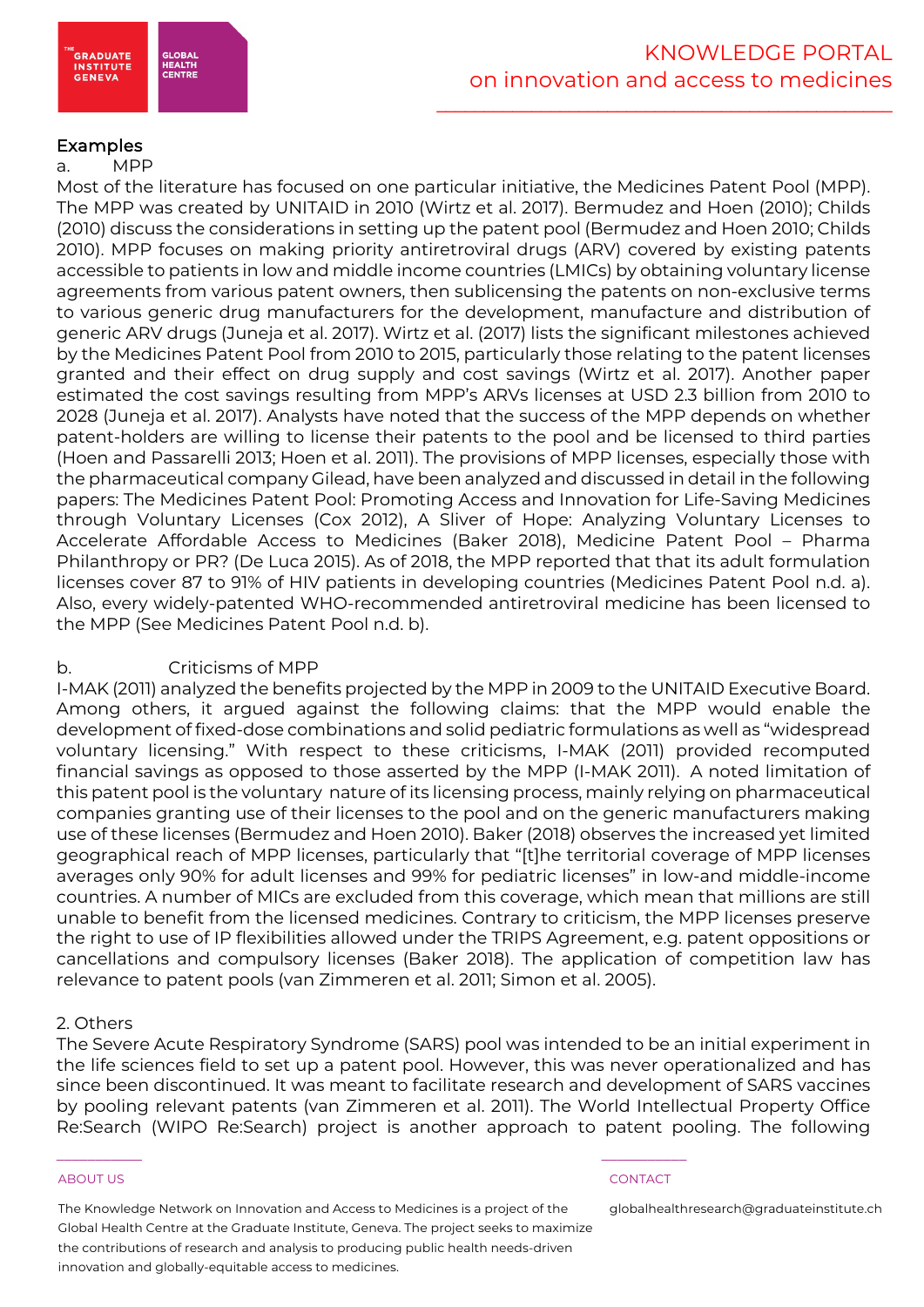## Examples

a. MPP

Most of the literature has focused on one particular initiative, the Medicines Patent Pool (MPP). The MPP was created by UNITAID in 2010 (Wirtz et al. 2017). Bermudez and Hoen (2010); Childs (2010) discuss the considerations in setting up the patent pool (Bermudez and Hoen 2010; Childs 2010). MPP focuses on making priority antiretroviral drugs (ARV) covered by existing patents accessible to patients in low and middle income countries (LMICs) by obtaining voluntary license agreements from various patent owners, then sublicensing the patents on non-exclusive terms to various generic drug manufacturers for the development, manufacture and distribution of generic ARV drugs (Juneja et al. 2017). Wirtz et al. (2017) lists the significant milestones achieved by the Medicines Patent Pool from 2010 to 2015, particularly those relating to the patent licenses granted and their effect on drug supply and cost savings (Wirtz et al. 2017). Another paper estimated the cost savings resulting from MPP's ARVs licenses at USD 2.3 billion from 2010 to 2028 (Juneja et al. 2017). Analysts have noted that the success of the MPP depends on whether patent-holders are willing to license their patents to the pool and be licensed to third parties (Hoen and Passarelli 2013; Hoen et al. 2011). The provisions of MPP licenses, especially those with the pharmaceutical company Gilead, have been analyzed and discussed in detail in the following papers: The Medicines Patent Pool: Promoting Access and Innovation for Life-Saving Medicines through Voluntary Licenses (Cox 2012), A Sliver of Hope: Analyzing Voluntary Licenses to Accelerate Affordable Access to Medicines (Baker 2018), Medicine Patent Pool – Pharma Philanthropy or PR? (De Luca 2015). As of 2018, the MPP reported that that its adult formulation licenses cover 87 to 91% of HIV patients in developing countries (Medicines Patent Pool n.d. a). Also, every widely-patented WHO-recommended antiretroviral medicine has been licensed to the MPP (See Medicines Patent Pool n.d. b).

b. Criticisms of MPP

I-MAK (2011) analyzed the benefits projected by the MPP in 2009 to the UNITAID Executive Board. Among others, it argued against the following claims: that the MPP would enable the development of fixed-dose combinations and solid pediatric formulations as well as "widespread voluntary licensing." With respect to these criticisms, I-MAK (2011) provided recomputed financial savings as opposed to those asserted by the MPP (I-MAK 2011). A noted limitation of this patent pool is the voluntary nature of its licensing process, mainly relying on pharmaceutical companies granting use of their licenses to the pool and on the generic manufacturers making use of these licenses (Bermudez and Hoen 2010). Baker (2018) observes the increased yet limited geographical reach of MPP licenses, particularly that "[t]he territorial coverage of MPP licenses averages only 90% for adult licenses and 99% for pediatric licenses" in low-and middle-income countries. A number of MICs are excluded from this coverage, which mean that millions are still unable to benefit from the licensed medicines. Contrary to criticism, the MPP licenses preserve the right to use of IP flexibilities allowed under the TRIPS Agreement, e.g. patent oppositions or cancellations and compulsory licenses (Baker 2018). The application of competition law has relevance to patent pools (van Zimmeren et al. 2011; Simon et al. 2005).

2. Others

The Severe Acute Respiratory Syndrome (SARS) pool was intended to be an initial experiment in the life sciences field to set up a patent pool. However, this was never operationalized and has since been discontinued. It was meant to facilitate research and development of SARS vaccines by pooling relevant patents (van Zimmeren et al. 2011). The World Intellectual Property Office Re:Search (WIPO Re:Search) project is another approach to patent pooling. The following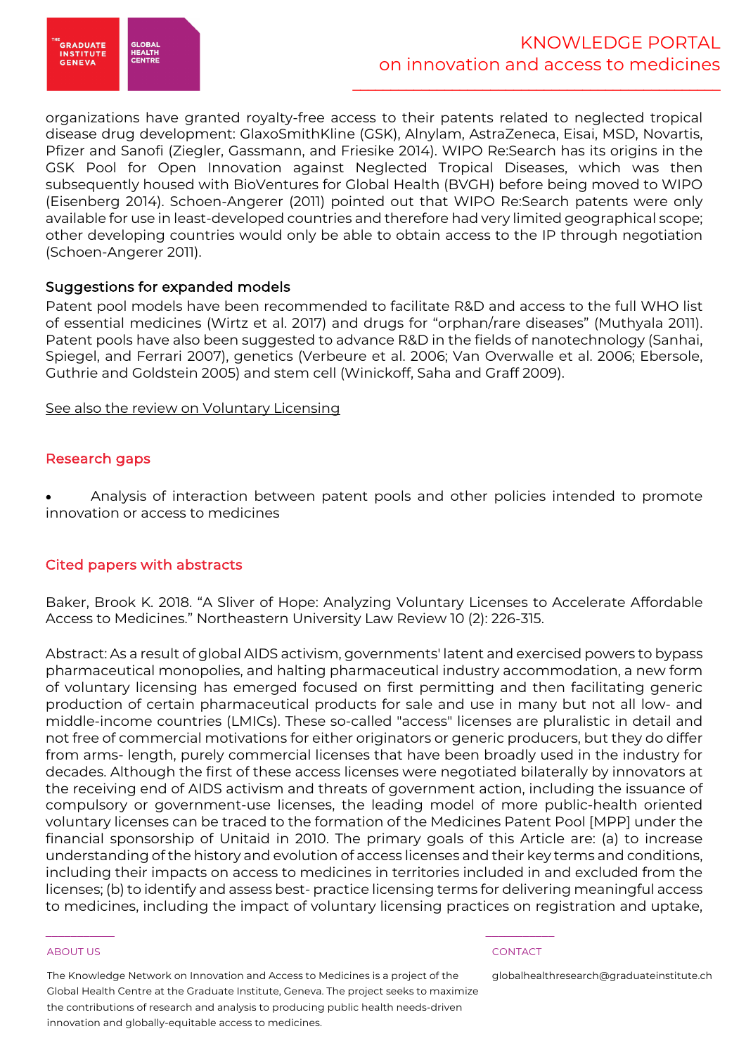organizations have granted royalty-free access to their patents related to neglected tropical disease drug development: GlaxoSmithKline (GSK), Alnylam, AstraZeneca, Eisai, MSD, Novartis, Pfizer and Sanofi (Ziegler, Gassmann, and Friesike 2014). WIPO Re:Search has its origins in the GSK Pool for Open Innovation against Neglected Tropical Diseases, which was then subsequently housed with BioVentures for Global Health (BVGH) before being moved to WIPO (Eisenberg 2014). Schoen-Angerer (2011) pointed out that WIPO Re:Search patents were only available for use in least-developed countries and therefore had very limited geographical scope; other developing countries would only be able to obtain access to the IP through negotiation (Schoen-Angerer 2011).

### Suggestions for expanded models

Patent pool models have been recommended to facilitate R&D and access to the full WHO list of essential medicines (Wirtz et al. 2017) and drugs for "orphan/rare diseases" (Muthyala 2011). Patent pools have also been suggested to advance R&D in the fields of nanotechnology (Sanhai, Spiegel, and Ferrari 2007), genetics (Verbeure et al. 2006; Van Overwalle et al. 2006; Ebersole, Guthrie and Goldstein 2005) and stem cell (Winickoff, Saha and Graff 2009).

See also the review on Voluntary Licensing

## Research gaps

- Analysis of interaction between patent pools and other policies intended to promote innovation or access to medicines

## Cited papers with abstracts

Baker, Brook K. 2018. "A Sliver of Hope: Analyzing Voluntary Licenses to Accelerate Affordable Access to Medicines." Northeastern University Law Review 10 (2): 226-315.

Abstract: As a result of global AIDS activism, governments' latent and exercised powers to bypass pharmaceutical monopolies, and halting pharmaceutical industry accommodation, a new form of voluntary licensing has emerged focused on first permitting and then facilitating generic production of certain pharmaceutical products for sale and use in many but not all low- and middle-income countries (LMICs). These so-called "access" licenses are pluralistic in detail and not free of commercial motivations for either originators or generic producers, but they do differ from arms- length, purely commercial licenses that have been broadly used in the industry for decades. Although the first of these access licenses were negotiated bilaterally by innovators at the receiving end of AIDS activism and threats of government action, including the issuance of compulsory or government-use licenses, the leading model of more public-health oriented voluntary licenses can be traced to the formation of the Medicines Patent Pool [MPP] under the financial sponsorship of Unitaid in 2010. The primary goals of this Article are: (a) to increase understanding of the history and evolution of access licenses and their key terms and conditions, including their impacts on access to medicines in territories included in and excluded from the licenses; (b) to identify and assess best- practice licensing terms for delivering meaningful access to medicines, including the impact of voluntary licensing practices on registration and uptake,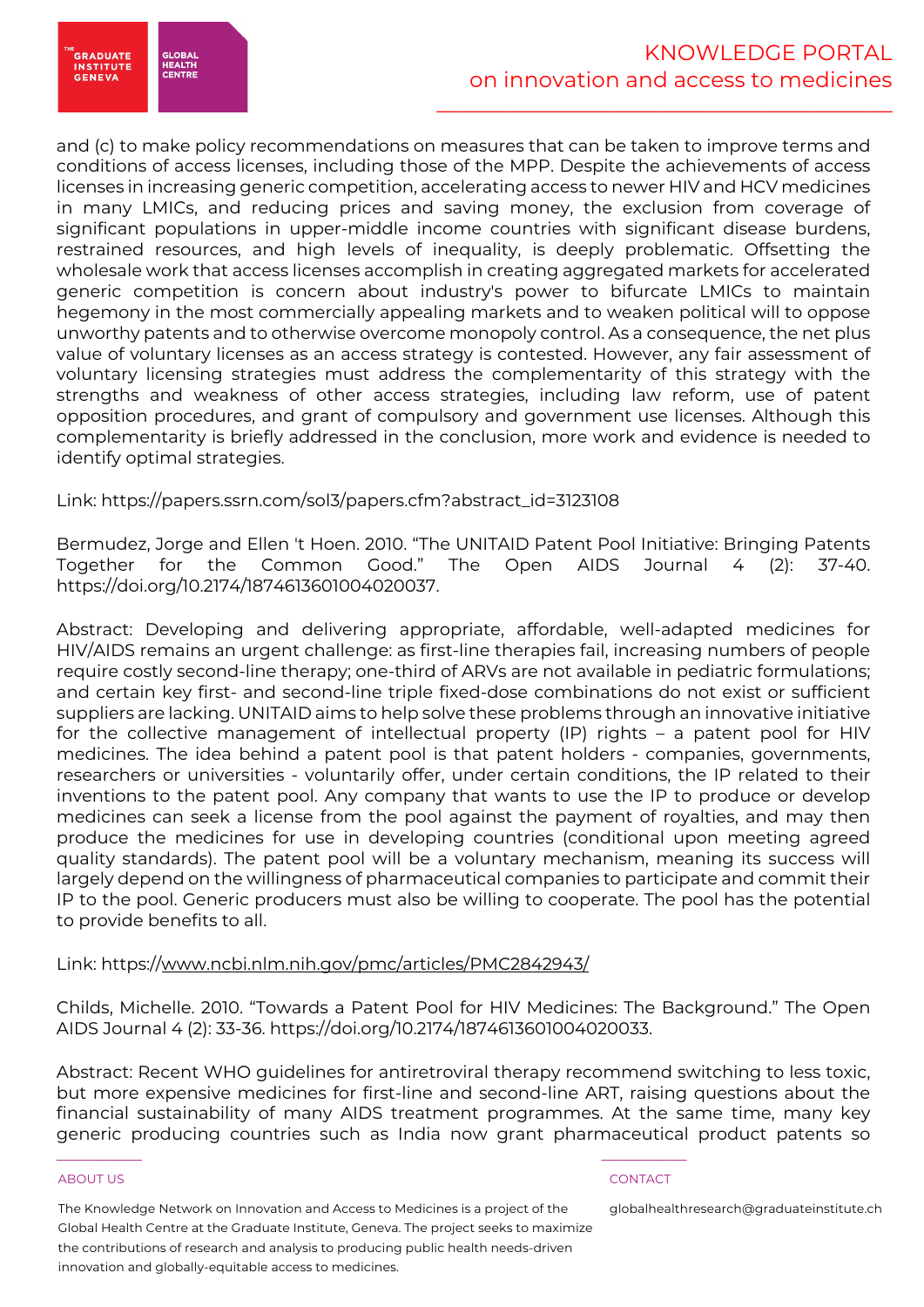and (c) to make policy recommendations on measures that can be taken to improve terms and conditions of access licenses, including those of the MPP. Despite the achievements of access licenses in increasing generic competition, accelerating access to newer HIV and HCV medicines in many LMICs, and reducing prices and saving money, the exclusion from coverage of significant populations in upper-middle income countries with significant disease burdens, restrained resources, and high levels of inequality, is deeply problematic. Offsetting the wholesale work that access licenses accomplish in creating aggregated markets for accelerated generic competition is concern about industry's power to bifurcate LMICs to maintain hegemony in the most commercially appealing markets and to weaken political will to oppose unworthy patents and to otherwise overcome monopoly control. As a consequence, the net plus value of voluntary licenses as an access strategy is contested. However, any fair assessment of voluntary licensing strategies must address the complementarity of this strategy with the strengths and weakness of other access strategies, including law reform, use of patent opposition procedures, and grant of compulsory and government use licenses. Although this complementarity is briefly addressed in the conclusion, more work and evidence is needed to identify optimal strategies.

Link: https://papers.ssrn.com/sol3/papers.cfm?abstract_id=3123108

Bermudez, Jorge and Ellen 't Hoen. 2010. "The UNITAID Patent Pool Initiative: Bringing Patents Together for the Common Good." The Open AIDS Journal 4 (2): 37-40. https://doi.org/10.2174/1874613601004020037.

Abstract: Developing and delivering appropriate, affordable, well-adapted medicines for HIV/AIDS remains an urgent challenge: as first-line therapies fail, increasing numbers of people require costly second-line therapy; one-third of ARVs are not available in pediatric formulations; and certain key first- and second-line triple fixed-dose combinations do not exist or sufficient suppliers are lacking. UNITAID aims to help solve these problems through an innovative initiative for the collective management of intellectual property (IP) rights – a patent pool for HIV medicines. The idea behind a patent pool is that patent holders - companies, governments, researchers or universities - voluntarily offer, under certain conditions, the IP related to their inventions to the patent pool. Any company that wants to use the IP to produce or develop medicines can seek a license from the pool against the payment of royalties, and may then produce the medicines for use in developing countries (conditional upon meeting agreed quality standards). The patent pool will be a voluntary mechanism, meaning its success will largely depend on the willingness of pharmaceutical companies to participate and commit their IP to the pool. Generic producers must also be willing to cooperate. The pool has the potential to provide benefits to all.

Link: https://www.ncbi.nlm.nih.gov/pmc/articles/PMC2842943/

Childs, Michelle. 2010. "Towards a Patent Pool for HIV Medicines: The Background." The Open AIDS Journal 4 (2): 33-36. https://doi.org/10.2174/1874613601004020033.

Abstract: Recent WHO guidelines for antiretroviral therapy recommend switching to less toxic, but more expensive medicines for first-line and second-line ART, raising questions about the financial sustainability of many AIDS treatment programmes. At the same time, many key generic producing countries such as India now grant pharmaceutical product patents so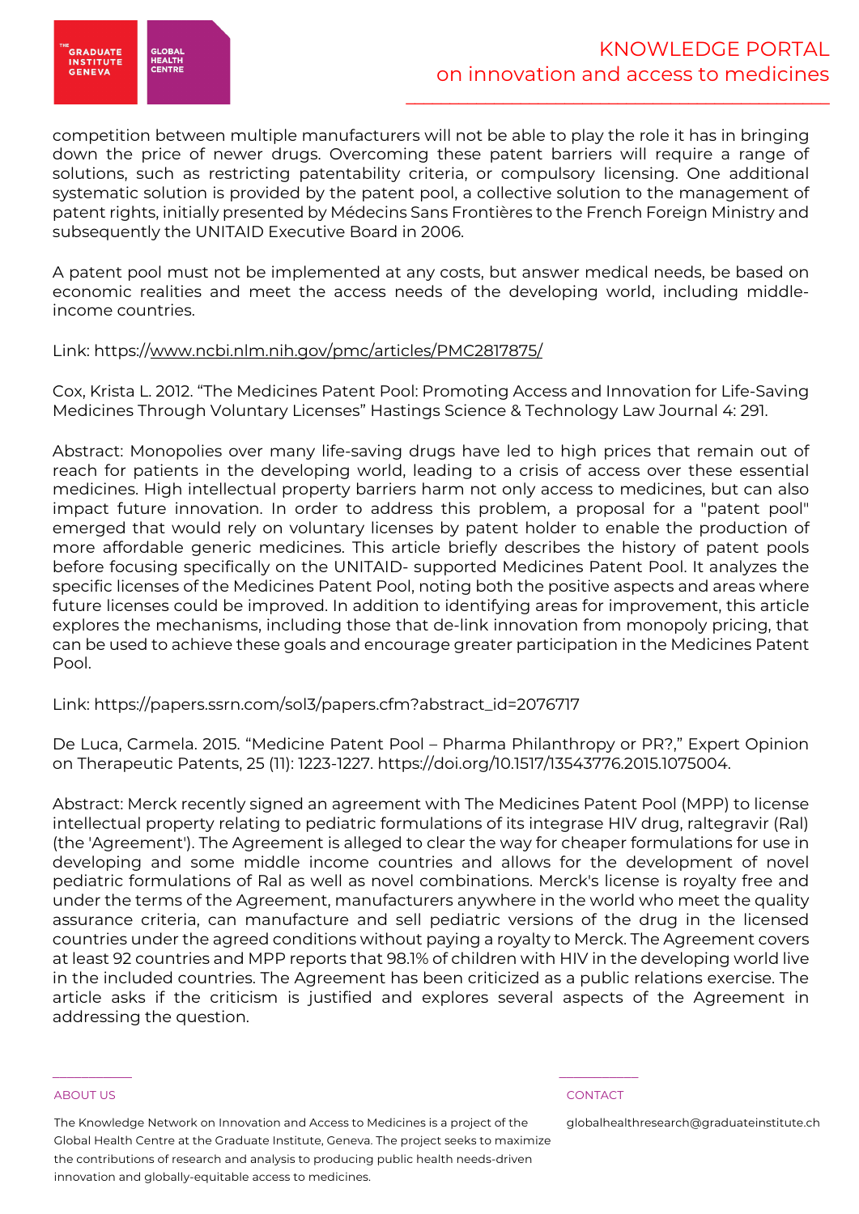competition between multiple manufacturers will not be able to play the role it has in bringing down the price of newer drugs. Overcoming these patent barriers will require a range of solutions, such as restricting patentability criteria, or compulsory licensing. One additional systematic solution is provided by the patent pool, a collective solution to the management of patent rights, initially presented by Médecins Sans Frontières to the French Foreign Ministry and subsequently the UNITAID Executive Board in 2006.

A patent pool must not be implemented at any costs, but answer medical needs, be based on economic realities and meet the access needs of the developing world, including middle-income countries.

Link: https://www.ncbi.nlm.nih.gov/pmc/articles/PMC2817875/

Cox, Krista L. 2012. "The Medicines Patent Pool: Promoting Access and Innovation for Life-Saving Medicines Through Voluntary Licenses" Hastings Science & Technology Law Journal 4: 291.

Abstract: Monopolies over many life-saving drugs have led to high prices that remain out of reach for patients in the developing world, leading to a crisis of access over these essential medicines. High intellectual property barriers harm not only access to medicines, but can also impact future innovation. In order to address this problem, a proposal for a "patent pool" emerged that would rely on voluntary licenses by patent holder to enable the production of more affordable generic medicines. This article briefly describes the history of patent pools before focusing specifically on the UNITAID- supported Medicines Patent Pool. It analyzes the specific licenses of the Medicines Patent Pool, noting both the positive aspects and areas where future licenses could be improved. In addition to identifying areas for improvement, this article explores the mechanisms, including those that de-link innovation from monopoly pricing, that can be used to achieve these goals and encourage greater participation in the Medicines Patent Pool.

Link: https://papers.ssrn.com/sol3/papers.cfm?abstract_id=2076717

De Luca, Carmela. 2015. "Medicine Patent Pool – Pharma Philanthropy or PR?," Expert Opinion on Therapeutic Patents, 25 (11): 1223-1227. https://doi.org/10.1517/13543776.2015.1075004.

Abstract: Merck recently signed an agreement with The Medicines Patent Pool (MPP) to license intellectual property relating to pediatric formulations of its integrase HIV drug, raltegravir (Ral) (the 'Agreement'). The Agreement is alleged to clear the way for cheaper formulations for use in developing and some middle income countries and allows for the development of novel pediatric formulations of Ral as well as novel combinations. Merck's license is royalty free and under the terms of the Agreement, manufacturers anywhere in the world who meet the quality assurance criteria, can manufacture and sell pediatric versions of the drug in the licensed countries under the agreed conditions without paying a royalty to Merck. The Agreement covers at least 92 countries and MPP reports that 98.1% of children with HIV in the developing world live in the included countries. The Agreement has been criticized as a public relations exercise. The article asks if the criticism is justified and explores several aspects of the Agreement in addressing the question.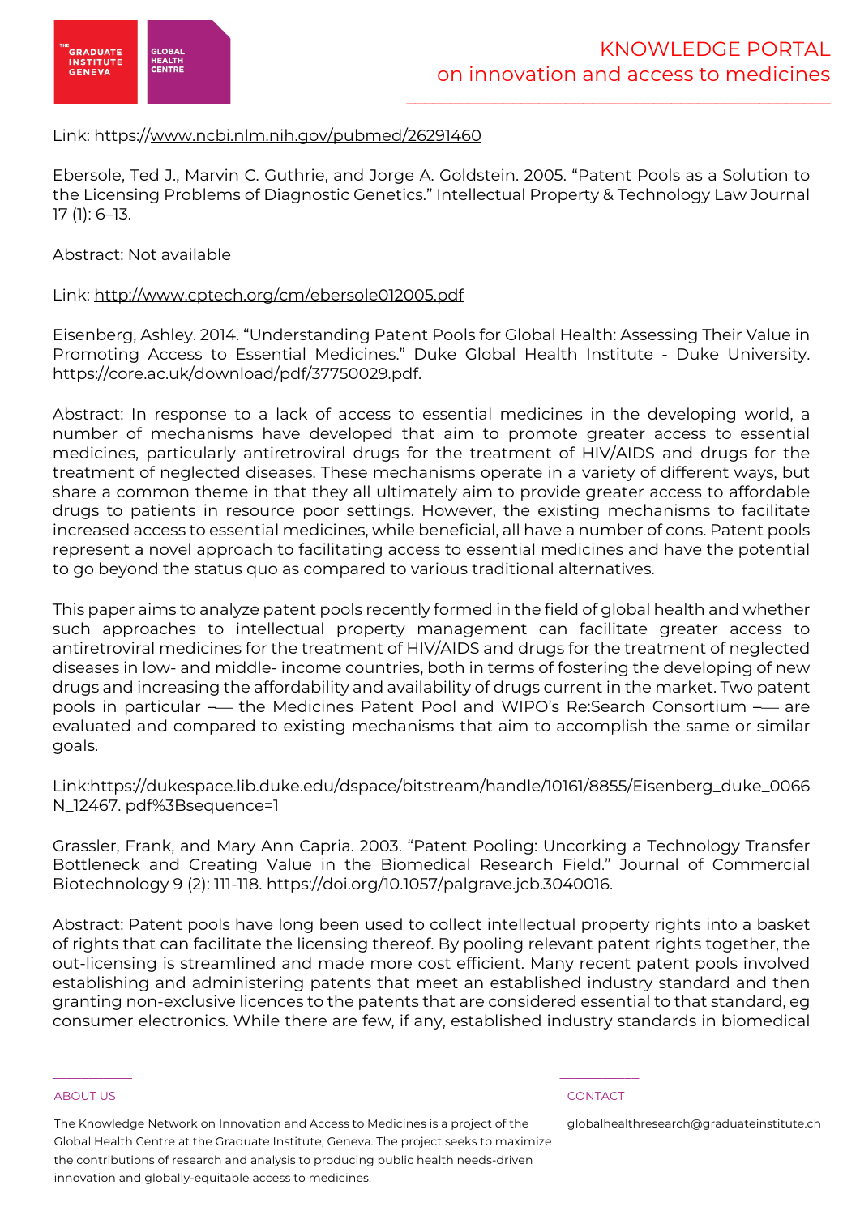Link: https://www.ncbi.nlm.nih.gov/pubmed/26291460

Ebersole, Ted J., Marvin C. Guthrie, and Jorge A. Goldstein. 2005. "Patent Pools as a Solution to the Licensing Problems of Diagnostic Genetics." Intellectual Property & Technology Law Journal 17 (1): 6–13.

Abstract: Not available

Link: http://www.cptech.org/cm/ebersole012005.pdf

Eisenberg, Ashley. 2014. "Understanding Patent Pools for Global Health: Assessing Their Value in Promoting Access to Essential Medicines." Duke Global Health Institute - Duke University. https://core.ac.uk/download/pdf/37750029.pdf.

Abstract: In response to a lack of access to essential medicines in the developing world, a number of mechanisms have developed that aim to promote greater access to essential medicines, particularly antiretroviral drugs for the treatment of HIV/AIDS and drugs for the treatment of neglected diseases. These mechanisms operate in a variety of different ways, but share a common theme in that they all ultimately aim to provide greater access to affordable drugs to patients in resource poor settings. However, the existing mechanisms to facilitate increased access to essential medicines, while beneficial, all have a number of cons. Patent pools represent a novel approach to facilitating access to essential medicines and have the potential to go beyond the status quo as compared to various traditional alternatives.

This paper aims to analyze patent pools recently formed in the field of global health and whether such approaches to intellectual property management can facilitate greater access to antiretroviral medicines for the treatment of HIV/AIDS and drugs for the treatment of neglected diseases in low- and middle- income countries, both in terms of fostering the developing of new drugs and increasing the affordability and availability of drugs current in the market. Two patent pools in particular —– the Medicines Patent Pool and WIPO's Re:Search Consortium —– are evaluated and compared to existing mechanisms that aim to accomplish the same or similar goals.

Link:https://dukespace.lib.duke.edu/dspace/bitstream/handle/10161/8855/Eisenberg_duke_0066N_12467. pdf%3Bsequence=1

Grassler, Frank, and Mary Ann Capria. 2003. "Patent Pooling: Uncorking a Technology Transfer Bottleneck and Creating Value in the Biomedical Research Field." Journal of Commercial Biotechnology 9 (2): 111-118. https://doi.org/10.1057/palgrave.jcb.3040016.

Abstract: Patent pools have long been used to collect intellectual property rights into a basket of rights that can facilitate the licensing thereof. By pooling relevant patent rights together, the out-licensing is streamlined and made more cost efficient. Many recent patent pools involved establishing and administering patents that meet an established industry standard and then granting non-exclusive licences to the patents that are considered essential to that standard, eg consumer electronics. While there are few, if any, established industry standards in biomedical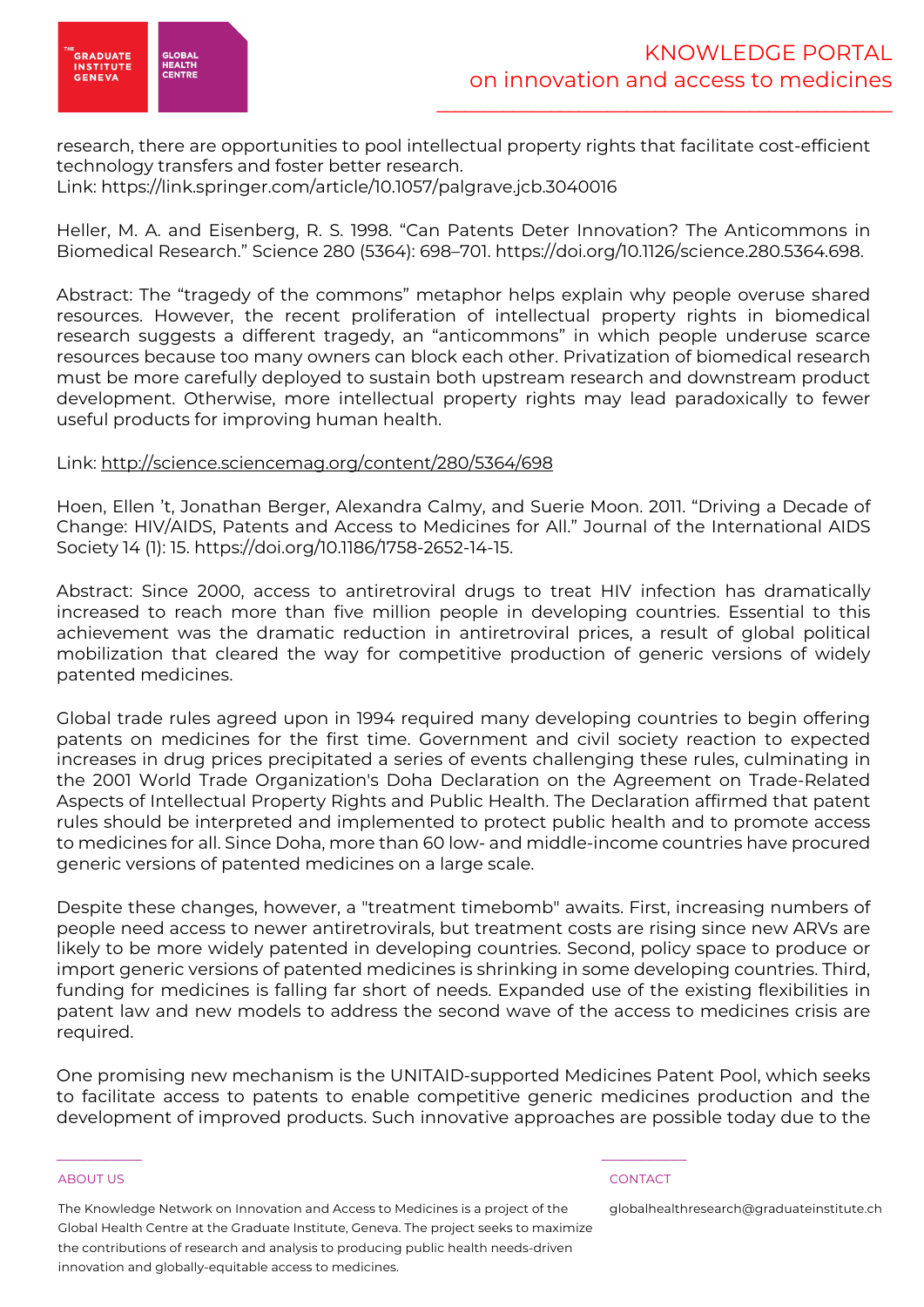research, there are opportunities to pool intellectual property rights that facilitate cost-efficient technology transfers and foster better research.
Link: https://link.springer.com/article/10.1057/palgrave.jcb.3040016

Heller, M. A. and Eisenberg, R. S. 1998. "Can Patents Deter Innovation? The Anticommons in Biomedical Research." Science 280 (5364): 698–701. https://doi.org/10.1126/science.280.5364.698.

Abstract: The "tragedy of the commons" metaphor helps explain why people overuse shared resources. However, the recent proliferation of intellectual property rights in biomedical research suggests a different tragedy, an "anticommons" in which people underuse scarce resources because too many owners can block each other. Privatization of biomedical research must be more carefully deployed to sustain both upstream research and downstream product development. Otherwise, more intellectual property rights may lead paradoxically to fewer useful products for improving human health.

Link: http://science.sciencemag.org/content/280/5364/698

Hoen, Ellen 't, Jonathan Berger, Alexandra Calmy, and Suerie Moon. 2011. "Driving a Decade of Change: HIV/AIDS, Patents and Access to Medicines for All." Journal of the International AIDS Society 14 (1): 15. https://doi.org/10.1186/1758-2652-14-15.

Abstract: Since 2000, access to antiretroviral drugs to treat HIV infection has dramatically increased to reach more than five million people in developing countries. Essential to this achievement was the dramatic reduction in antiretroviral prices, a result of global political mobilization that cleared the way for competitive production of generic versions of widely patented medicines.

Global trade rules agreed upon in 1994 required many developing countries to begin offering patents on medicines for the first time. Government and civil society reaction to expected increases in drug prices precipitated a series of events challenging these rules, culminating in the 2001 World Trade Organization's Doha Declaration on the Agreement on Trade-Related Aspects of Intellectual Property Rights and Public Health. The Declaration affirmed that patent rules should be interpreted and implemented to protect public health and to promote access to medicines for all. Since Doha, more than 60 low- and middle-income countries have procured generic versions of patented medicines on a large scale.

Despite these changes, however, a "treatment timebomb" awaits. First, increasing numbers of people need access to newer antiretrovirals, but treatment costs are rising since new ARVs are likely to be more widely patented in developing countries. Second, policy space to produce or import generic versions of patented medicines is shrinking in some developing countries. Third, funding for medicines is falling far short of needs. Expanded use of the existing flexibilities in patent law and new models to address the second wave of the access to medicines crisis are required.

One promising new mechanism is the UNITAID-supported Medicines Patent Pool, which seeks to facilitate access to patents to enable competitive generic medicines production and the development of improved products. Such innovative approaches are possible today due to the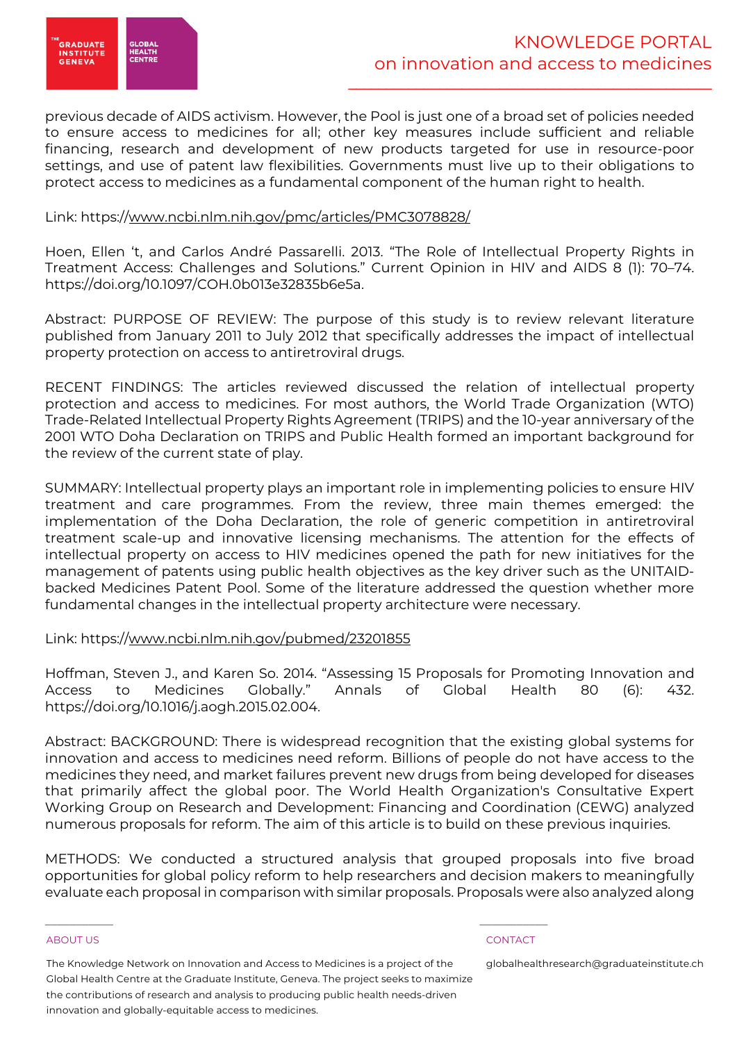previous decade of AIDS activism. However, the Pool is just one of a broad set of policies needed to ensure access to medicines for all; other key measures include sufficient and reliable financing, research and development of new products targeted for use in resource-poor settings, and use of patent law flexibilities. Governments must live up to their obligations to protect access to medicines as a fundamental component of the human right to health.

Link: https://www.ncbi.nlm.nih.gov/pmc/articles/PMC3078828/

Hoen, Ellen 't, and Carlos André Passarelli. 2013. "The Role of Intellectual Property Rights in Treatment Access: Challenges and Solutions." Current Opinion in HIV and AIDS 8 (1): 70–74. https://doi.org/10.1097/COH.0b013e32835b6e5a.

Abstract: PURPOSE OF REVIEW: The purpose of this study is to review relevant literature published from January 2011 to July 2012 that specifically addresses the impact of intellectual property protection on access to antiretroviral drugs.

RECENT FINDINGS: The articles reviewed discussed the relation of intellectual property protection and access to medicines. For most authors, the World Trade Organization (WTO) Trade-Related Intellectual Property Rights Agreement (TRIPS) and the 10-year anniversary of the 2001 WTO Doha Declaration on TRIPS and Public Health formed an important background for the review of the current state of play.

SUMMARY: Intellectual property plays an important role in implementing policies to ensure HIV treatment and care programmes. From the review, three main themes emerged: the implementation of the Doha Declaration, the role of generic competition in antiretroviral treatment scale-up and innovative licensing mechanisms. The attention for the effects of intellectual property on access to HIV medicines opened the path for new initiatives for the management of patents using public health objectives as the key driver such as the UNITAID-backed Medicines Patent Pool. Some of the literature addressed the question whether more fundamental changes in the intellectual property architecture were necessary.

Link: https://www.ncbi.nlm.nih.gov/pubmed/23201855

Hoffman, Steven J., and Karen So. 2014. "Assessing 15 Proposals for Promoting Innovation and Access to Medicines Globally." Annals of Global Health 80 (6): 432. https://doi.org/10.1016/j.aogh.2015.02.004.

Abstract: BACKGROUND: There is widespread recognition that the existing global systems for innovation and access to medicines need reform. Billions of people do not have access to the medicines they need, and market failures prevent new drugs from being developed for diseases that primarily affect the global poor. The World Health Organization's Consultative Expert Working Group on Research and Development: Financing and Coordination (CEWG) analyzed numerous proposals for reform. The aim of this article is to build on these previous inquiries.

METHODS: We conducted a structured analysis that grouped proposals into five broad opportunities for global policy reform to help researchers and decision makers to meaningfully evaluate each proposal in comparison with similar proposals. Proposals were also analyzed along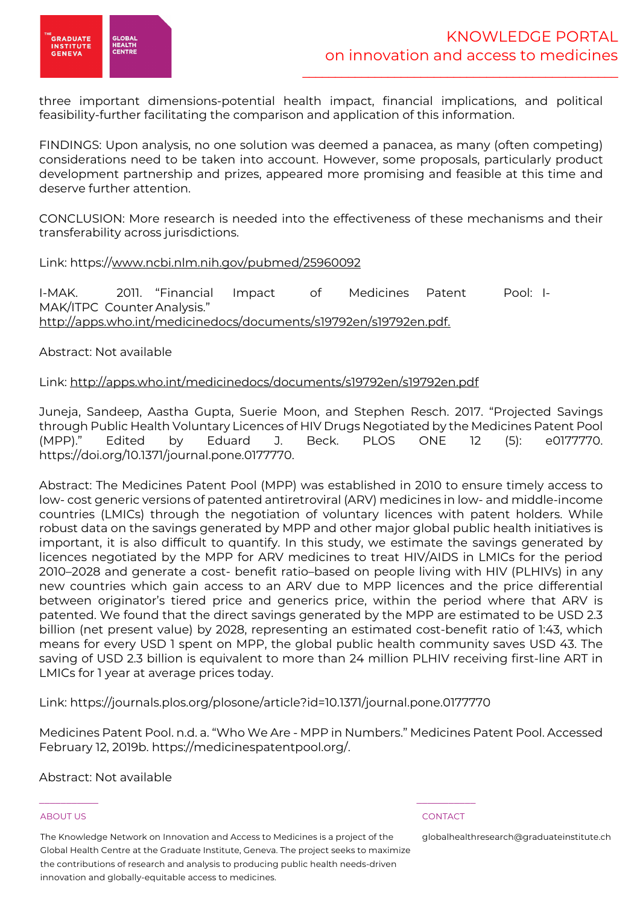three important dimensions-potential health impact, financial implications, and political feasibility-further facilitating the comparison and application of this information.

FINDINGS: Upon analysis, no one solution was deemed a panacea, as many (often competing) considerations need to be taken into account. However, some proposals, particularly product development partnership and prizes, appeared more promising and feasible at this time and deserve further attention.

CONCLUSION: More research is needed into the effectiveness of these mechanisms and their transferability across jurisdictions.

Link: https://www.ncbi.nlm.nih.gov/pubmed/25960092

I-MAK. 2011. "Financial Impact of Medicines Patent Pool: I-MAK/ITPC Counter Analysis." http://apps.who.int/medicinedocs/documents/s19792en/s19792en.pdf.

Abstract: Not available

Link: http://apps.who.int/medicinedocs/documents/s19792en/s19792en.pdf

Juneja, Sandeep, Aastha Gupta, Suerie Moon, and Stephen Resch. 2017. "Projected Savings through Public Health Voluntary Licences of HIV Drugs Negotiated by the Medicines Patent Pool (MPP)." Edited by Eduard J. Beck. PLOS ONE 12 (5): e0177770. https://doi.org/10.1371/journal.pone.0177770.

Abstract: The Medicines Patent Pool (MPP) was established in 2010 to ensure timely access to low- cost generic versions of patented antiretroviral (ARV) medicines in low- and middle-income countries (LMICs) through the negotiation of voluntary licences with patent holders. While robust data on the savings generated by MPP and other major global public health initiatives is important, it is also difficult to quantify. In this study, we estimate the savings generated by licences negotiated by the MPP for ARV medicines to treat HIV/AIDS in LMICs for the period 2010–2028 and generate a cost- benefit ratio–based on people living with HIV (PLHIVs) in any new countries which gain access to an ARV due to MPP licences and the price differential between originator's tiered price and generics price, within the period where that ARV is patented. We found that the direct savings generated by the MPP are estimated to be USD 2.3 billion (net present value) by 2028, representing an estimated cost-benefit ratio of 1:43, which means for every USD 1 spent on MPP, the global public health community saves USD 43. The saving of USD 2.3 billion is equivalent to more than 24 million PLHIV receiving first-line ART in LMICs for 1 year at average prices today.

Link: https://journals.plos.org/plosone/article?id=10.1371/journal.pone.0177770

Medicines Patent Pool. n.d. a. "Who We Are - MPP in Numbers." Medicines Patent Pool. Accessed February 12, 2019b. https://medicinespatentpool.org/.

Abstract: Not available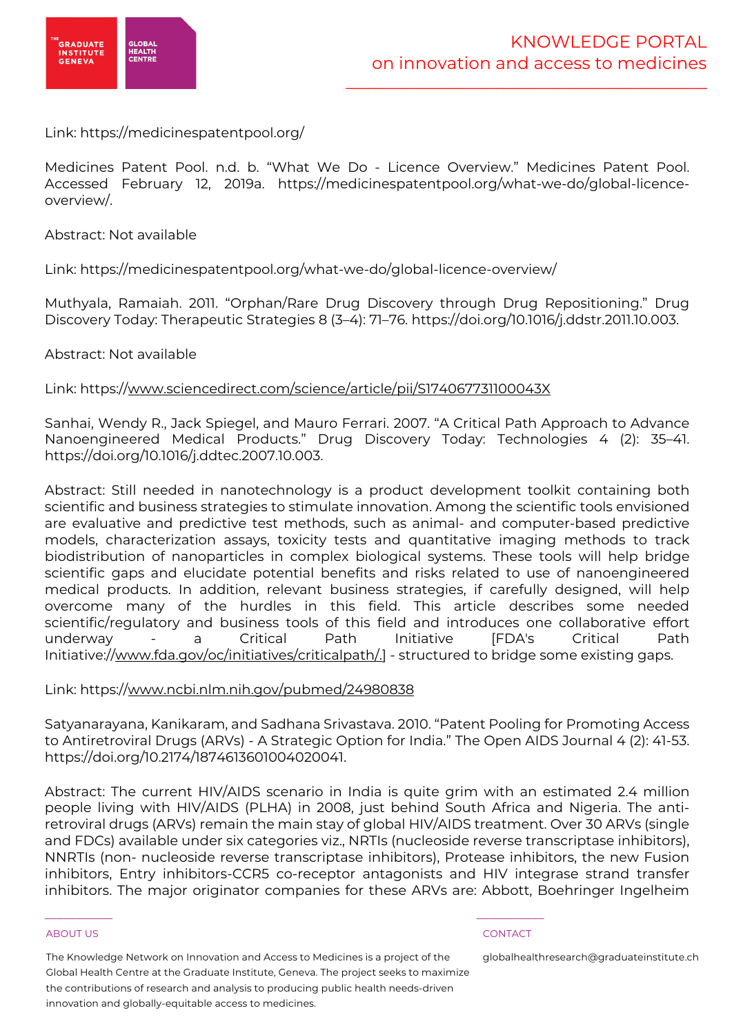Link: https://medicinespatentpool.org/

Medicines Patent Pool. n.d. b. "What We Do - Licence Overview." Medicines Patent Pool. Accessed February 12, 2019a. https://medicinespatentpool.org/what-we-do/global-licence-overview/.

Abstract: Not available

Link: https://medicinespatentpool.org/what-we-do/global-licence-overview/

Muthyala, Ramaiah. 2011. "Orphan/Rare Drug Discovery through Drug Repositioning." Drug Discovery Today: Therapeutic Strategies 8 (3–4): 71–76. https://doi.org/10.1016/j.ddstr.2011.10.003.

Abstract: Not available

Link: https://www.sciencedirect.com/science/article/pii/S174067731100043X

Sanhai, Wendy R., Jack Spiegel, and Mauro Ferrari. 2007. "A Critical Path Approach to Advance Nanoengineered Medical Products." Drug Discovery Today: Technologies 4 (2): 35–41. https://doi.org/10.1016/j.ddtec.2007.10.003.

Abstract: Still needed in nanotechnology is a product development toolkit containing both scientific and business strategies to stimulate innovation. Among the scientific tools envisioned are evaluative and predictive test methods, such as animal- and computer-based predictive models, characterization assays, toxicity tests and quantitative imaging methods to track biodistribution of nanoparticles in complex biological systems. These tools will help bridge scientific gaps and elucidate potential benefits and risks related to use of nanoengineered medical products. In addition, relevant business strategies, if carefully designed, will help overcome many of the hurdles in this field. This article describes some needed scientific/regulatory and business tools of this field and introduces one collaborative effort underway - a Critical Path Initiative [FDA's Critical Path Initiative://www.fda.gov/oc/initiatives/criticalpath/.] - structured to bridge some existing gaps.

Link: https://www.ncbi.nlm.nih.gov/pubmed/24980838

Satyanarayana, Kanikaram, and Sadhana Srivastava. 2010. "Patent Pooling for Promoting Access to Antiretroviral Drugs (ARVs) - A Strategic Option for India." The Open AIDS Journal 4 (2): 41-53. https://doi.org/10.2174/1874613601004020041.

Abstract: The current HIV/AIDS scenario in India is quite grim with an estimated 2.4 million people living with HIV/AIDS (PLHA) in 2008, just behind South Africa and Nigeria. The anti-retroviral drugs (ARVs) remain the main stay of global HIV/AIDS treatment. Over 30 ARVs (single and FDCs) available under six categories viz., NRTIs (nucleoside reverse transcriptase inhibitors), NNRTIs (non- nucleoside reverse transcriptase inhibitors), Protease inhibitors, the new Fusion inhibitors, Entry inhibitors-CCR5 co-receptor antagonists and HIV integrase strand transfer inhibitors. The major originator companies for these ARVs are: Abbott, Boehringer Ingelheim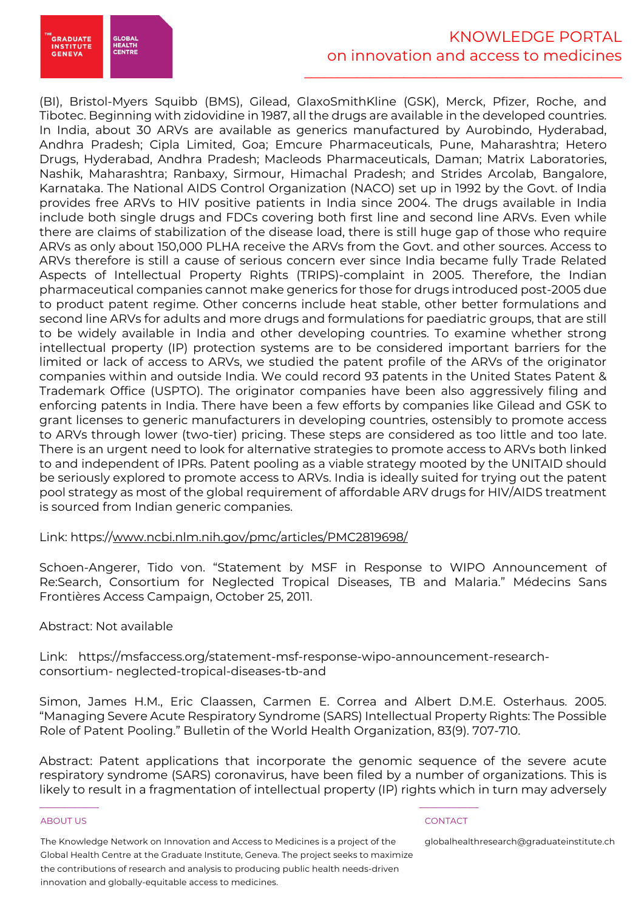(BI), Bristol-Myers Squibb (BMS), Gilead, GlaxoSmithKline (GSK), Merck, Pfizer, Roche, and Tibotec. Beginning with zidovidine in 1987, all the drugs are available in the developed countries. In India, about 30 ARVs are available as generics manufactured by Aurobindo, Hyderabad, Andhra Pradesh; Cipla Limited, Goa; Emcure Pharmaceuticals, Pune, Maharashtra; Hetero Drugs, Hyderabad, Andhra Pradesh; Macleods Pharmaceuticals, Daman; Matrix Laboratories, Nashik, Maharashtra; Ranbaxy, Sirmour, Himachal Pradesh; and Strides Arcolab, Bangalore, Karnataka. The National AIDS Control Organization (NACO) set up in 1992 by the Govt. of India provides free ARVs to HIV positive patients in India since 2004. The drugs available in India include both single drugs and FDCs covering both first line and second line ARVs. Even while there are claims of stabilization of the disease load, there is still huge gap of those who require ARVs as only about 150,000 PLHA receive the ARVs from the Govt. and other sources. Access to ARVs therefore is still a cause of serious concern ever since India became fully Trade Related Aspects of Intellectual Property Rights (TRIPS)-complaint in 2005. Therefore, the Indian pharmaceutical companies cannot make generics for those for drugs introduced post-2005 due to product patent regime. Other concerns include heat stable, other better formulations and second line ARVs for adults and more drugs and formulations for paediatric groups, that are still to be widely available in India and other developing countries. To examine whether strong intellectual property (IP) protection systems are to be considered important barriers for the limited or lack of access to ARVs, we studied the patent profile of the ARVs of the originator companies within and outside India. We could record 93 patents in the United States Patent & Trademark Office (USPTO). The originator companies have been also aggressively filing and enforcing patents in India. There have been a few efforts by companies like Gilead and GSK to grant licenses to generic manufacturers in developing countries, ostensibly to promote access to ARVs through lower (two-tier) pricing. These steps are considered as too little and too late. There is an urgent need to look for alternative strategies to promote access to ARVs both linked to and independent of IPRs. Patent pooling as a viable strategy mooted by the UNITAID should be seriously explored to promote access to ARVs. India is ideally suited for trying out the patent pool strategy as most of the global requirement of affordable ARV drugs for HIV/AIDS treatment is sourced from Indian generic companies.

Link: https://www.ncbi.nlm.nih.gov/pmc/articles/PMC2819698/

Schoen-Angerer, Tido von. "Statement by MSF in Response to WIPO Announcement of Re:Search, Consortium for Neglected Tropical Diseases, TB and Malaria." Médecins Sans Frontières Access Campaign, October 25, 2011.

Abstract: Not available

Link: https://msfaccess.org/statement-msf-response-wipo-announcement-research-consortium- neglected-tropical-diseases-tb-and

Simon, James H.M., Eric Claassen, Carmen E. Correa and Albert D.M.E. Osterhaus. 2005. "Managing Severe Acute Respiratory Syndrome (SARS) Intellectual Property Rights: The Possible Role of Patent Pooling." Bulletin of the World Health Organization, 83(9). 707-710.

Abstract: Patent applications that incorporate the genomic sequence of the severe acute respiratory syndrome (SARS) coronavirus, have been filed by a number of organizations. This is likely to result in a fragmentation of intellectual property (IP) rights which in turn may adversely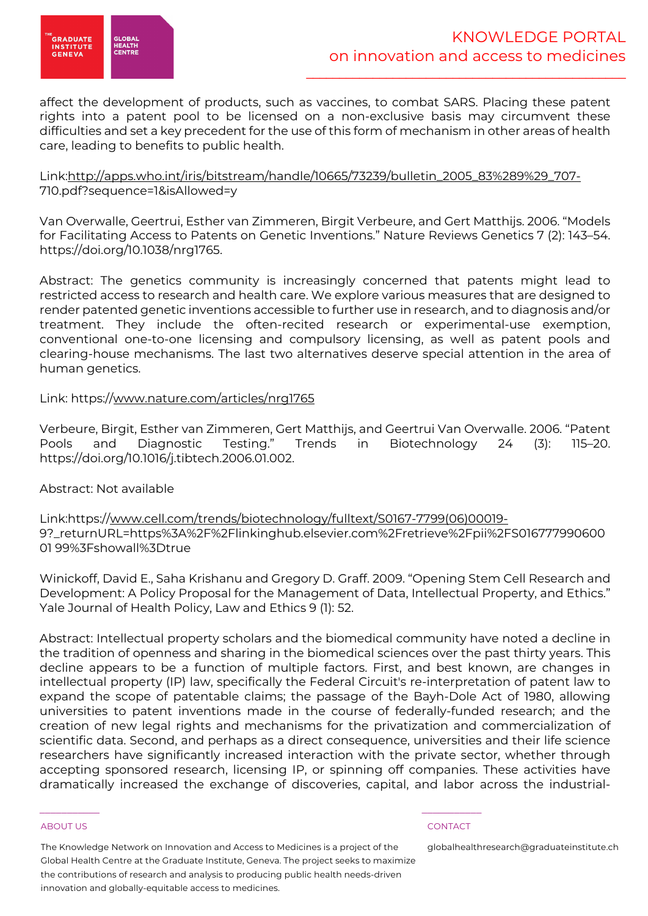affect the development of products, such as vaccines, to combat SARS. Placing these patent rights into a patent pool to be licensed on a non-exclusive basis may circumvent these difficulties and set a key precedent for the use of this form of mechanism in other areas of health care, leading to benefits to public health.

Link:http://apps.who.int/iris/bitstream/handle/10665/73239/bulletin_2005_83%289%29_707-710.pdf?sequence=1&isAllowed=y

Van Overwalle, Geertrui, Esther van Zimmeren, Birgit Verbeure, and Gert Matthijs. 2006. "Models for Facilitating Access to Patents on Genetic Inventions." Nature Reviews Genetics 7 (2): 143–54. https://doi.org/10.1038/nrg1765.

Abstract: The genetics community is increasingly concerned that patents might lead to restricted access to research and health care. We explore various measures that are designed to render patented genetic inventions accessible to further use in research, and to diagnosis and/or treatment. They include the often-recited research or experimental-use exemption, conventional one-to-one licensing and compulsory licensing, as well as patent pools and clearing-house mechanisms. The last two alternatives deserve special attention in the area of human genetics.

Link: https://www.nature.com/articles/nrg1765

Verbeure, Birgit, Esther van Zimmeren, Gert Matthijs, and Geertrui Van Overwalle. 2006. "Patent Pools and Diagnostic Testing." Trends in Biotechnology 24 (3): 115–20. https://doi.org/10.1016/j.tibtech.2006.01.002.

Abstract: Not available

Link:https://www.cell.com/trends/biotechnology/fulltext/S0167-7799(06)00019-9?_returnURL=https%3A%2F%2Flinkinghub.elsevier.com%2Fretrieve%2Fpii%2FS0167779906000199%3Fshowall%3Dtrue

Winickoff, David E., Saha Krishanu and Gregory D. Graff. 2009. "Opening Stem Cell Research and Development: A Policy Proposal for the Management of Data, Intellectual Property, and Ethics." Yale Journal of Health Policy, Law and Ethics 9 (1): 52.

Abstract: Intellectual property scholars and the biomedical community have noted a decline in the tradition of openness and sharing in the biomedical sciences over the past thirty years. This decline appears to be a function of multiple factors. First, and best known, are changes in intellectual property (IP) law, specifically the Federal Circuit's re-interpretation of patent law to expand the scope of patentable claims; the passage of the Bayh-Dole Act of 1980, allowing universities to patent inventions made in the course of federally-funded research; and the creation of new legal rights and mechanisms for the privatization and commercialization of scientific data. Second, and perhaps as a direct consequence, universities and their life science researchers have significantly increased interaction with the private sector, whether through accepting sponsored research, licensing IP, or spinning off companies. These activities have dramatically increased the exchange of discoveries, capital, and labor across the industrial-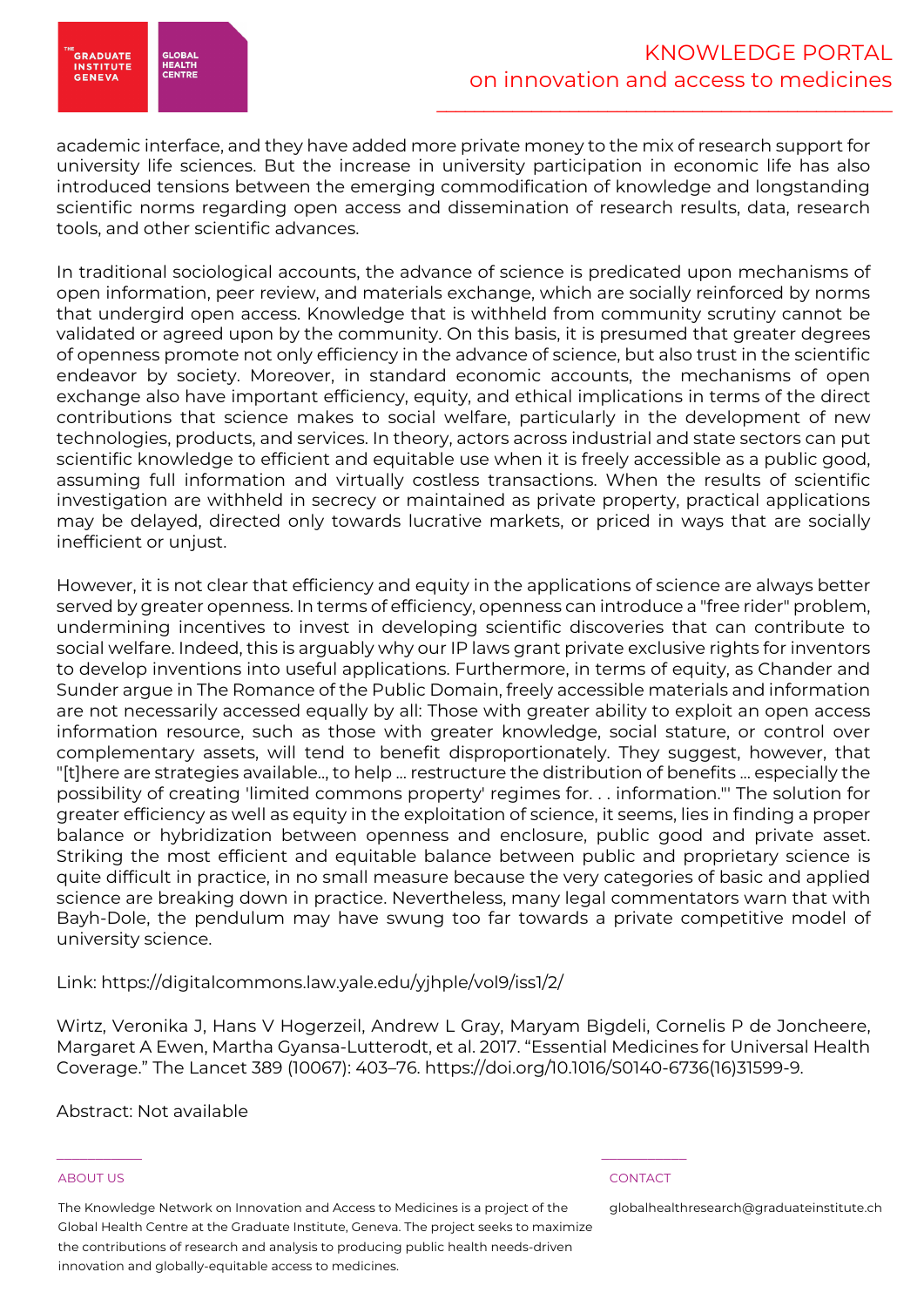academic interface, and they have added more private money to the mix of research support for university life sciences. But the increase in university participation in economic life has also introduced tensions between the emerging commodification of knowledge and longstanding scientific norms regarding open access and dissemination of research results, data, research tools, and other scientific advances.

In traditional sociological accounts, the advance of science is predicated upon mechanisms of open information, peer review, and materials exchange, which are socially reinforced by norms that undergird open access. Knowledge that is withheld from community scrutiny cannot be validated or agreed upon by the community. On this basis, it is presumed that greater degrees of openness promote not only efficiency in the advance of science, but also trust in the scientific endeavor by society. Moreover, in standard economic accounts, the mechanisms of open exchange also have important efficiency, equity, and ethical implications in terms of the direct contributions that science makes to social welfare, particularly in the development of new technologies, products, and services. In theory, actors across industrial and state sectors can put scientific knowledge to efficient and equitable use when it is freely accessible as a public good, assuming full information and virtually costless transactions. When the results of scientific investigation are withheld in secrecy or maintained as private property, practical applications may be delayed, directed only towards lucrative markets, or priced in ways that are socially inefficient or unjust.

However, it is not clear that efficiency and equity in the applications of science are always better served by greater openness. In terms of efficiency, openness can introduce a "free rider" problem, undermining incentives to invest in developing scientific discoveries that can contribute to social welfare. Indeed, this is arguably why our IP laws grant private exclusive rights for inventors to develop inventions into useful applications. Furthermore, in terms of equity, as Chander and Sunder argue in The Romance of the Public Domain, freely accessible materials and information are not necessarily accessed equally by all: Those with greater ability to exploit an open access information resource, such as those with greater knowledge, social stature, or control over complementary assets, will tend to benefit disproportionately. They suggest, however, that "[t]here are strategies available.., to help ... restructure the distribution of benefits ... especially the possibility of creating 'limited commons property' regimes for. . . information."' The solution for greater efficiency as well as equity in the exploitation of science, it seems, lies in finding a proper balance or hybridization between openness and enclosure, public good and private asset. Striking the most efficient and equitable balance between public and proprietary science is quite difficult in practice, in no small measure because the very categories of basic and applied science are breaking down in practice. Nevertheless, many legal commentators warn that with Bayh-Dole, the pendulum may have swung too far towards a private competitive model of university science.

Link: https://digitalcommons.law.yale.edu/yjhple/vol9/iss1/2/

Wirtz, Veronika J, Hans V Hogerzeil, Andrew L Gray, Maryam Bigdeli, Cornelis P de Joncheere, Margaret A Ewen, Martha Gyansa-Lutterodt, et al. 2017. "Essential Medicines for Universal Health Coverage." The Lancet 389 (10067): 403–76. https://doi.org/10.1016/S0140-6736(16)31599-9.

Abstract: Not available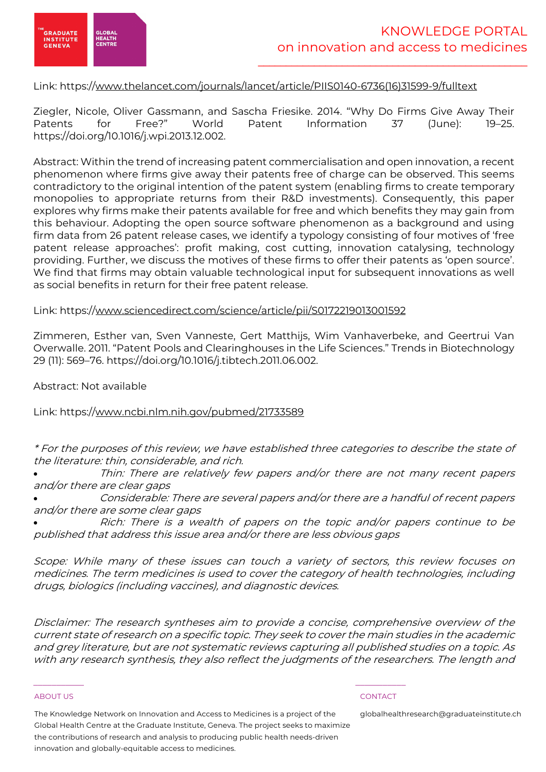Link: https://www.thelancet.com/journals/lancet/article/PIIS0140-6736(16)31599-9/fulltext

Ziegler, Nicole, Oliver Gassmann, and Sascha Friesike. 2014. "Why Do Firms Give Away Their Patents for Free?" World Patent Information 37 (June): 19–25. https://doi.org/10.1016/j.wpi.2013.12.002.

Abstract: Within the trend of increasing patent commercialisation and open innovation, a recent phenomenon where firms give away their patents free of charge can be observed. This seems contradictory to the original intention of the patent system (enabling firms to create temporary monopolies to appropriate returns from their R&D investments). Consequently, this paper explores why firms make their patents available for free and which benefits they may gain from this behaviour. Adopting the open source software phenomenon as a background and using firm data from 26 patent release cases, we identify a typology consisting of four motives of 'free patent release approaches': profit making, cost cutting, innovation catalysing, technology providing. Further, we discuss the motives of these firms to offer their patents as 'open source'. We find that firms may obtain valuable technological input for subsequent innovations as well as social benefits in return for their free patent release.

Link: https://www.sciencedirect.com/science/article/pii/S0172219013001592

Zimmeren, Esther van, Sven Vanneste, Gert Matthijs, Wim Vanhaverbeke, and Geertrui Van Overwalle. 2011. "Patent Pools and Clearinghouses in the Life Sciences." Trends in Biotechnology 29 (11): 569–76. https://doi.org/10.1016/j.tibtech.2011.06.002.

Abstract: Not available

Link: https://www.ncbi.nlm.nih.gov/pubmed/21733589

*\* For the purposes of this review, we have established three categories to describe the state of the literature: thin, considerable, and rich.*

- *Thin: There are relatively few papers and/or there are not many recent papers and/or there are clear gaps*
- *Considerable: There are several papers and/or there are a handful of recent papers and/or there are some clear gaps*
- *Rich: There is a wealth of papers on the topic and/or papers continue to be published that address this issue area and/or there are less obvious gaps*

*Scope: While many of these issues can touch a variety of sectors, this review focuses on medicines. The term medicines is used to cover the category of health technologies, including drugs, biologics (including vaccines), and diagnostic devices.*

*Disclaimer: The research syntheses aim to provide a concise, comprehensive overview of the current state of research on a specific topic. They seek to cover the main studies in the academic and grey literature, but are not systematic reviews capturing all published studies on a topic. As with any research synthesis, they also reflect the judgments of the researchers. The length and*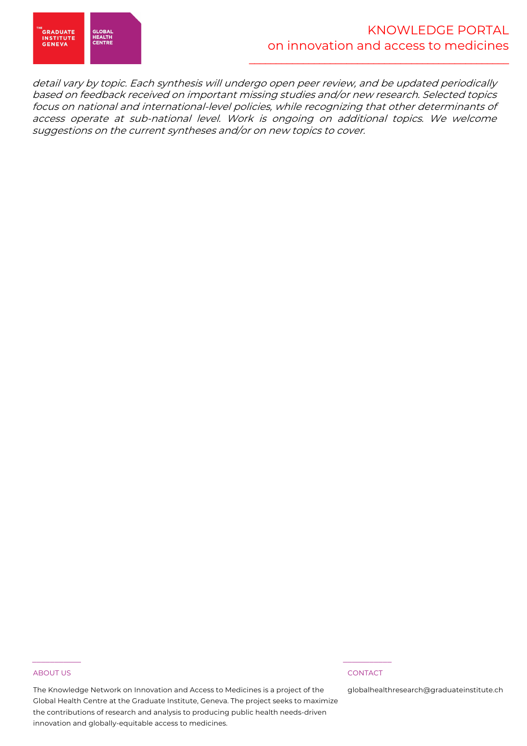*detail vary by topic. Each synthesis will undergo open peer review, and be updated periodically based on feedback received on important missing studies and/or new research. Selected topics focus on national and international-level policies, while recognizing that other determinants of access operate at sub-national level. Work is ongoing on additional topics. We welcome suggestions on the current syntheses and/or on new topics to cover.*

ABOUT US

The Knowledge Network on Innovation and Access to Medicines is a project of the Global Health Centre at the Graduate Institute, Geneva. The project seeks to maximize the contributions of research and analysis to producing public health needs-driven innovation and globally-equitable access to medicines.

CONTACT

globalhealthresearch@graduateinstitute.ch